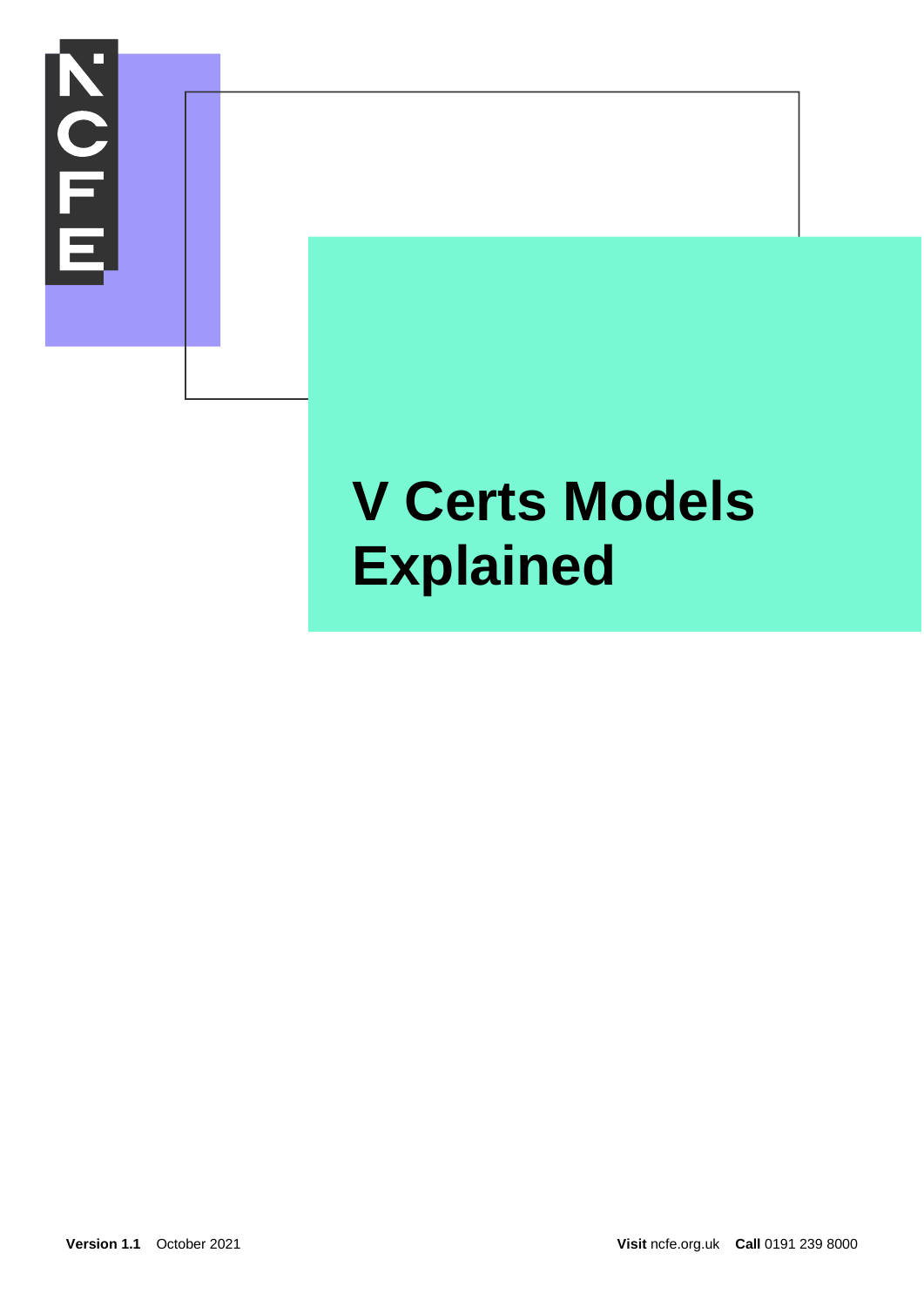# V Certs Models Explained

**Version 1.1** October 2021

**Visit** ncfe.org.uk **Call** 0191 239 8000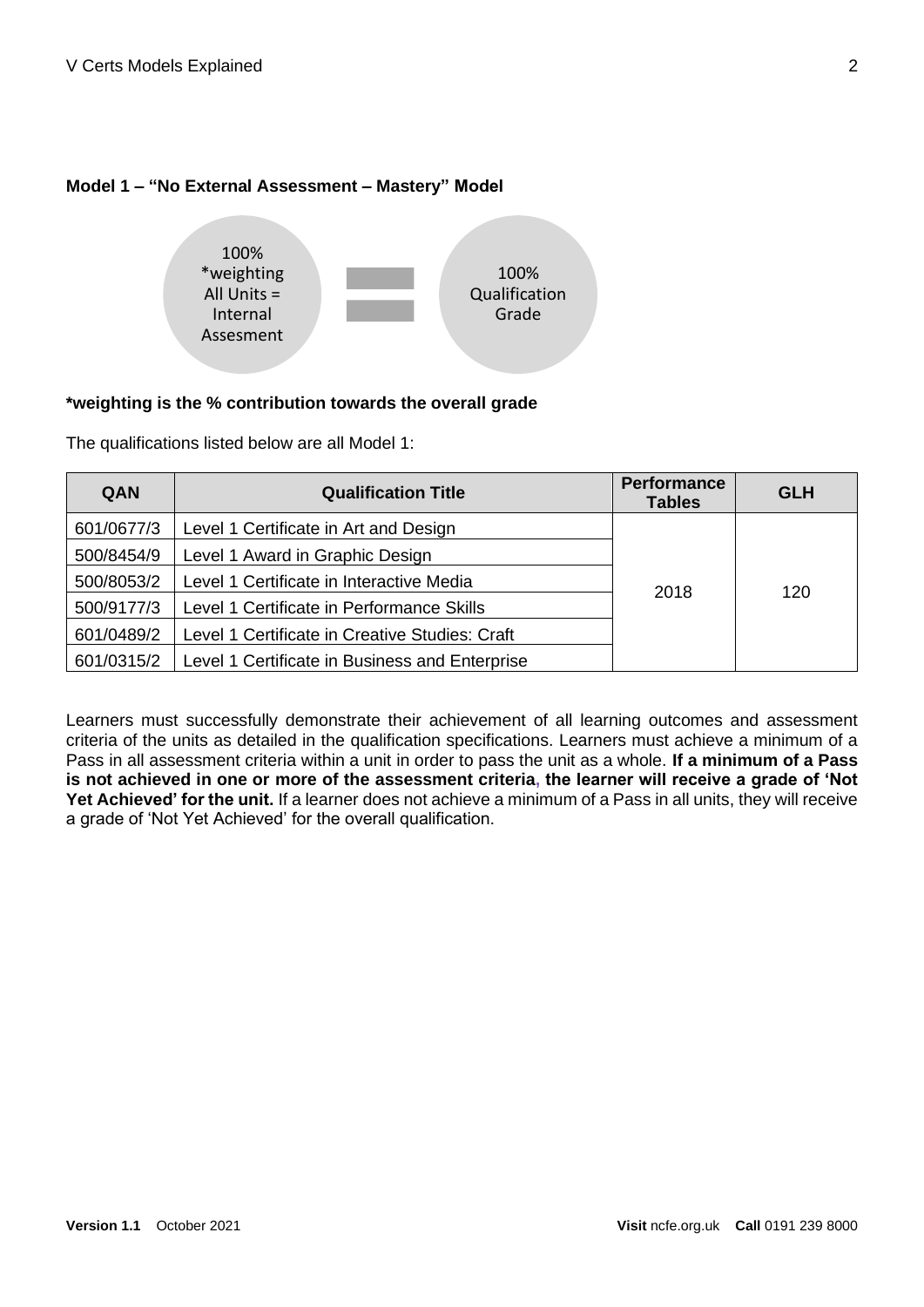## Model 1 – "No External Assessment – Mastery" Model

100% *weighting All Units = Internal Assesment = 100% Qualification Grade

**\*weighting is the % contribution towards the overall grade**

The qualifications listed below are all Model 1:

| QAN | Qualification Title | Performance Tables | GLH |
|---|---|---|---|
| 601/0677/3 | Level 1 Certificate in Art and Design | 2018 | 120 |
| 500/8454/9 | Level 1 Award in Graphic Design | | |
| 500/8053/2 | Level 1 Certificate in Interactive Media | | |
| 500/9177/3 | Level 1 Certificate in Performance Skills | | |
| 601/0489/2 | Level 1 Certificate in Creative Studies: Craft | | |
| 601/0315/2 | Level 1 Certificate in Business and Enterprise | | |

Learners must successfully demonstrate their achievement of all learning outcomes and assessment criteria of the units as detailed in the qualification specifications. Learners must achieve a minimum of a Pass in all assessment criteria within a unit in order to pass the unit as a whole. **If a minimum of a Pass is not achieved in one or more of the assessment criteria, the learner will receive a grade of 'Not Yet Achieved' for the unit.** If a learner does not achieve a minimum of a Pass in all units, they will receive a grade of 'Not Yet Achieved' for the overall qualification.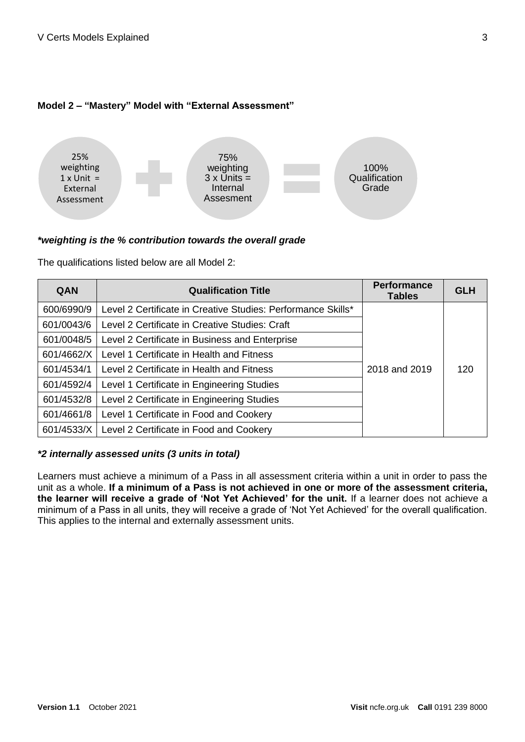**Model 2 – "Mastery" Model with "External Assessment"**

25% weighting 1 x Unit = External Assessment + 75% weighting 3 x Units = Internal Assesment = 100% Qualification Grade

***weighting is the % contribution towards the overall grade***

The qualifications listed below are all Model 2:

| QAN | Qualification Title | Performance Tables | GLH |
|---|---|---|---|
| 600/6990/9 | Level 2 Certificate in Creative Studies: Performance Skills* | 2018 and 2019 | 120 |
| 601/0043/6 | Level 2 Certificate in Creative Studies: Craft | | |
| 601/0048/5 | Level 2 Certificate in Business and Enterprise | | |
| 601/4662/X | Level 1 Certificate in Health and Fitness | | |
| 601/4534/1 | Level 2 Certificate in Health and Fitness | | |
| 601/4592/4 | Level 1 Certificate in Engineering Studies | | |
| 601/4532/8 | Level 2 Certificate in Engineering Studies | | |
| 601/4661/8 | Level 1 Certificate in Food and Cookery | | |
| 601/4533/X | Level 2 Certificate in Food and Cookery | | |

***2 internally assessed units (3 units in total)***

Learners must achieve a minimum of a Pass in all assessment criteria within a unit in order to pass the unit as a whole. **If a minimum of a Pass is not achieved in one or more of the assessment criteria, the learner will receive a grade of 'Not Yet Achieved' for the unit.** If a learner does not achieve a minimum of a Pass in all units, they will receive a grade of 'Not Yet Achieved' for the overall qualification. This applies to the internal and externally assessment units.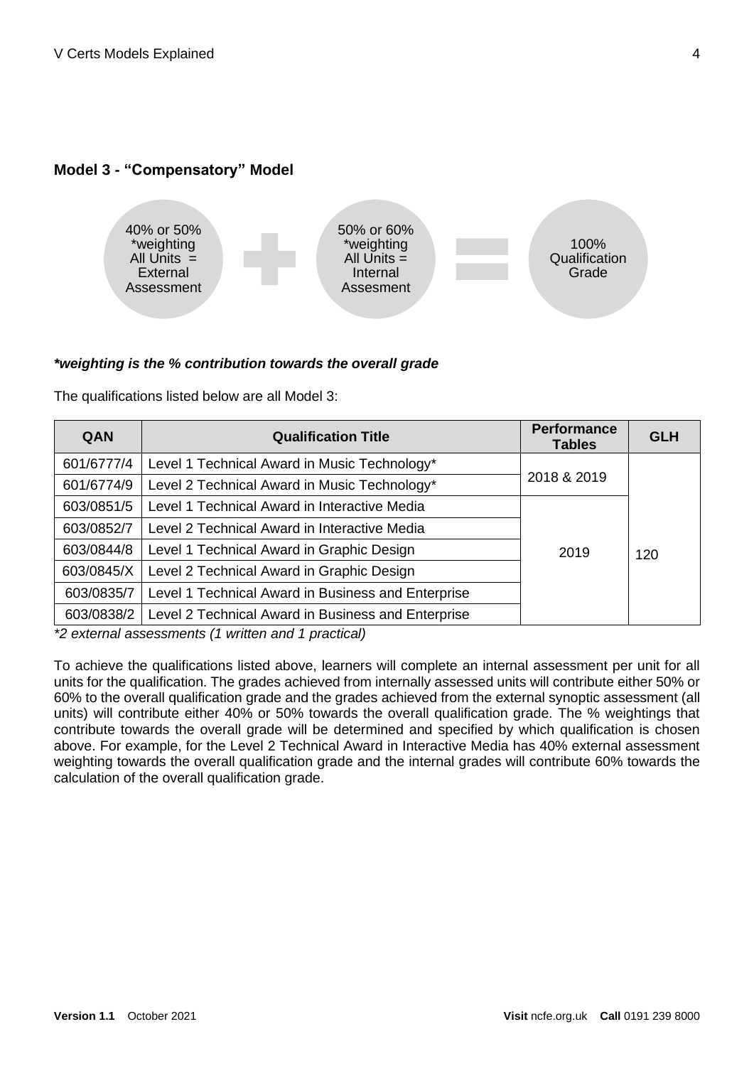## Model 3 - "Compensatory" Model

40% or 50% *weighting All Units = External Assessment + 50% or 60% *weighting All Units = Internal Assesment = 100% Qualification Grade

***weighting is the % contribution towards the overall grade***

The qualifications listed below are all Model 3:

| QAN | Qualification Title | Performance Tables | GLH |
|---|---|---|---|
| 601/6777/4 | Level 1 Technical Award in Music Technology* | 2018 & 2019 | 120 |
| 601/6774/9 | Level 2 Technical Award in Music Technology* | | |
| 603/0851/5 | Level 1 Technical Award in Interactive Media | 2019 | |
| 603/0852/7 | Level 2 Technical Award in Interactive Media | | |
| 603/0844/8 | Level 1 Technical Award in Graphic Design | | |
| 603/0845/X | Level 2 Technical Award in Graphic Design | | |
| 603/0835/7 | Level 1 Technical Award in Business and Enterprise | | |
| 603/0838/2 | Level 2 Technical Award in Business and Enterprise | | |

*\*2 external assessments (1 written and 1 practical)*

To achieve the qualifications listed above, learners will complete an internal assessment per unit for all units for the qualification. The grades achieved from internally assessed units will contribute either 50% or 60% to the overall qualification grade and the grades achieved from the external synoptic assessment (all units) will contribute either 40% or 50% towards the overall qualification grade. The % weightings that contribute towards the overall grade will be determined and specified by which qualification is chosen above. For example, for the Level 2 Technical Award in Interactive Media has 40% external assessment weighting towards the overall qualification grade and the internal grades will contribute 60% towards the calculation of the overall qualification grade.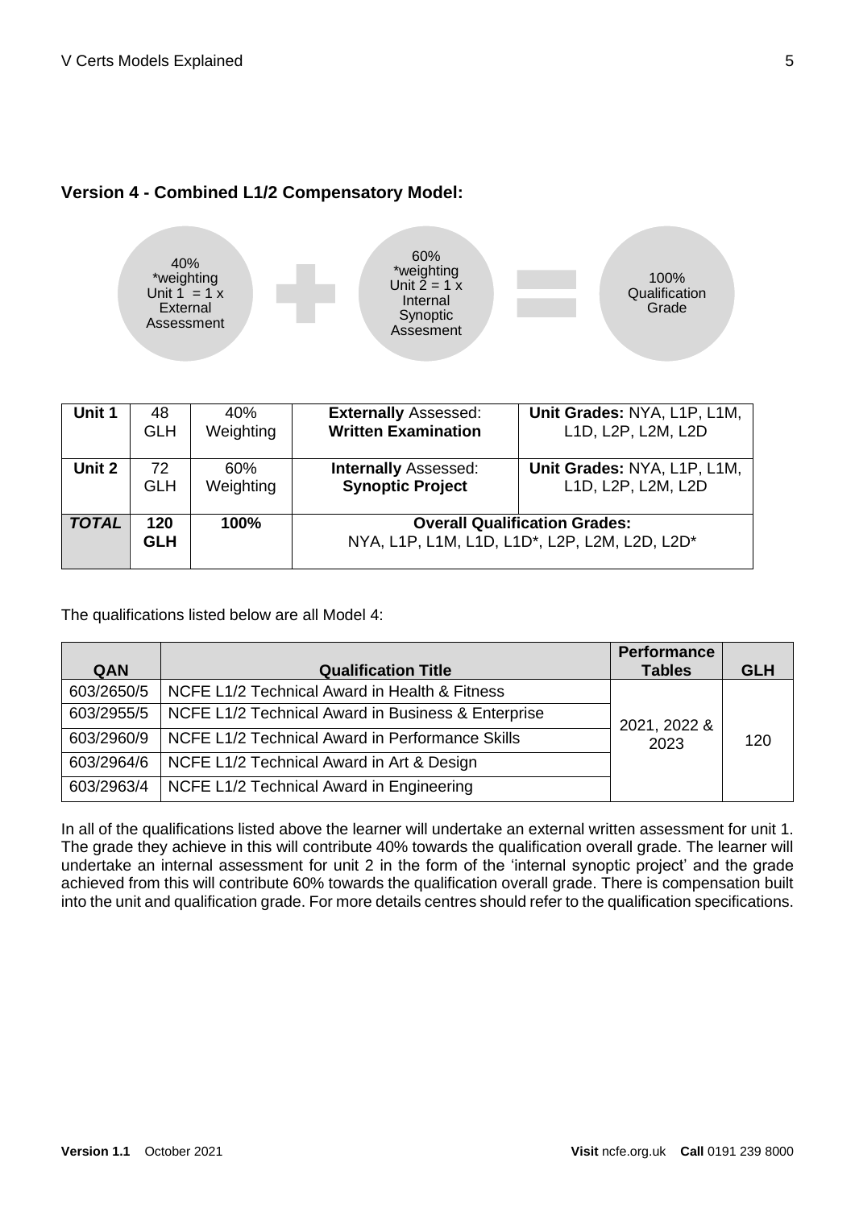### Version 4 - Combined L1/2 Compensatory Model:

40% *weighting Unit 1 = 1 x External Assessment

60% *weighting Unit 2 = 1 x Internal Synoptic Assesment

100% Qualification Grade

| | | | | |
|---|---|---|---|---|
| **Unit 1** | 48 GLH | 40% Weighting | **Externally** Assessed: **Written Examination** | **Unit Grades:** NYA, L1P, L1M, L1D, L2P, L2M, L2D |
| **Unit 2** | 72 GLH | 60% Weighting | **Internally** Assessed: **Synoptic Project** | **Unit Grades:** NYA, L1P, L1M, L1D, L2P, L2M, L2D |
| ***TOTAL*** | **120 GLH** | **100%** | **Overall Qualification Grades:** NYA, L1P, L1M, L1D, L1D*, L2P, L2M, L2D, L2D* | |

The qualifications listed below are all Model 4:

| QAN | Qualification Title | Performance Tables | GLH |
|---|---|---|---|
| 603/2650/5 | NCFE L1/2 Technical Award in Health & Fitness | 2021, 2022 & 2023 | 120 |
| 603/2955/5 | NCFE L1/2 Technical Award in Business & Enterprise | | |
| 603/2960/9 | NCFE L1/2 Technical Award in Performance Skills | | |
| 603/2964/6 | NCFE L1/2 Technical Award in Art & Design | | |
| 603/2963/4 | NCFE L1/2 Technical Award in Engineering | | |

In all of the qualifications listed above the learner will undertake an external written assessment for unit 1. The grade they achieve in this will contribute 40% towards the qualification overall grade. The learner will undertake an internal assessment for unit 2 in the form of the 'internal synoptic project' and the grade achieved from this will contribute 60% towards the qualification overall grade. There is compensation built into the unit and qualification grade. For more details centres should refer to the qualification specifications.